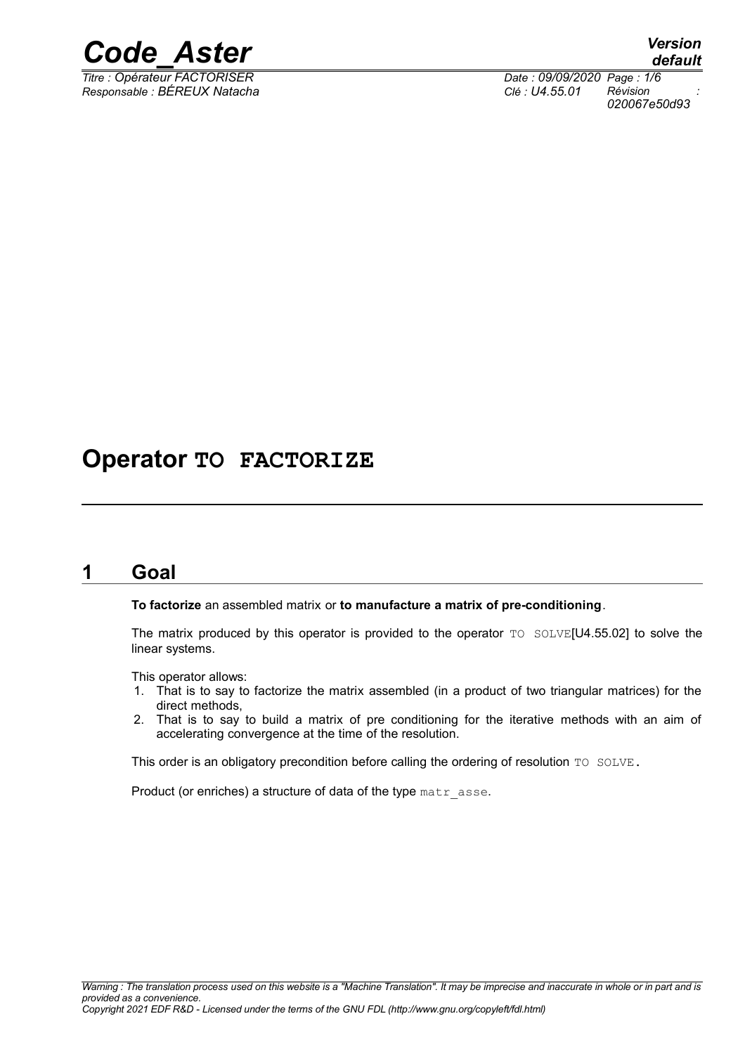# Operator TO FACTORIZE

## 1 Goal

**To factorize** an assembled matrix or **to manufacture a matrix of pre-conditioning**.

The matrix produced by this operator is provided to the operator TO SOLVE[U4.55.02] to solve the linear systems.

This operator allows:

1. That is to say to factorize the matrix assembled (in a product of two triangular matrices) for the direct methods,
2. That is to say to build a matrix of pre conditioning for the iterative methods with an aim of accelerating convergence at the time of the resolution.

This order is an obligatory precondition before calling the ordering of resolution TO SOLVE.

Product (or enriches) a structure of data of the type matr_asse.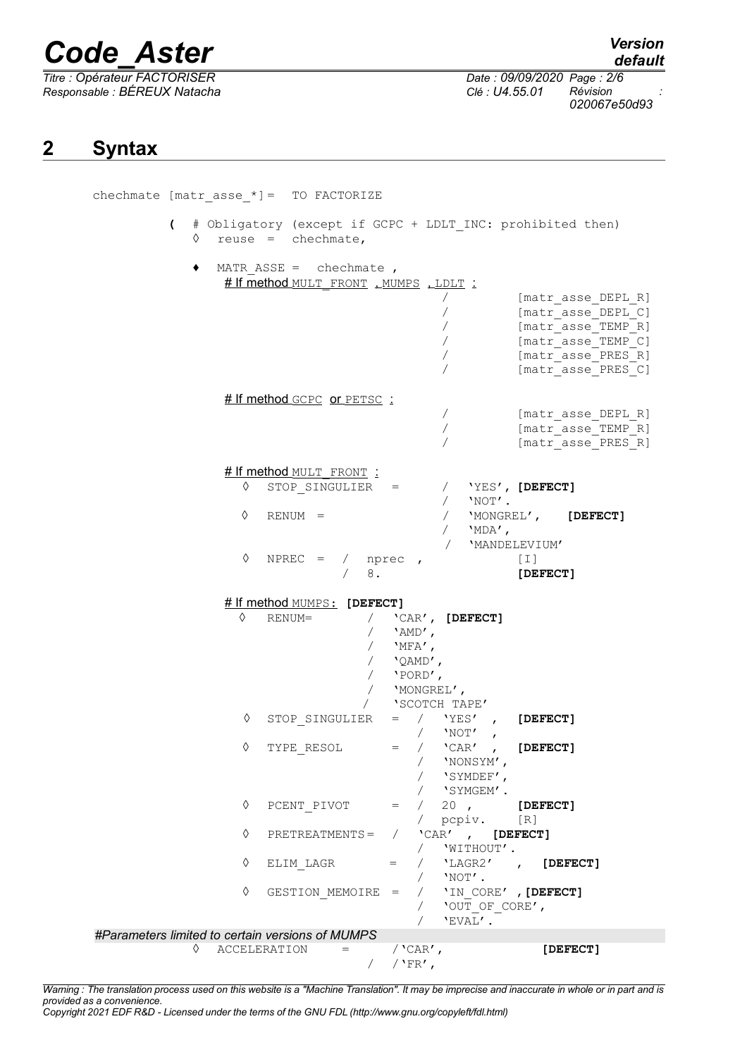## 2 Syntax

```
chechmate [matr_asse_*]=  TO FACTORIZE

         (  # Obligatory (except if GCPC + LDLT_INC: prohibited then)
            ◊  reuse =  chechmate,

            ♦  MATR_ASSE =  chechmate ,
               # If method MULT_FRONT , MUMPS , LDLT :
                                              /         [matr_asse_DEPL_R]
                                              /         [matr_asse_DEPL_C]
                                              /         [matr_asse_TEMP_R]
                                              /         [matr_asse_TEMP_C]
                                              /         [matr_asse_PRES_R]
                                              /         [matr_asse_PRES_C]

               # If method GCPC  or PETSC :
                                              /         [matr_asse_DEPL_R]
                                              /         [matr_asse_TEMP_R]
                                              /         [matr_asse_PRES_R]

               # If method MULT_FRONT :
                  ◊  STOP_SINGULIER   =       /  'YES', [DEFECT]
                                              /  'NOT'.
                  ◊  RENUM  =                 /  'MONGREL',    [DEFECT]
                                              /  'MDA',
                                              /  'MANDELEVIUM'
                  ◊  NPREC  =  /  nprec  ,              [I]
                               /  8.                    [DEFECT]

               # If method MUMPS: [DEFECT]
                  ◊  RENUM=          /  'CAR', [DEFECT]
                                     /  'AMD',
                                     /  'MFA',
                                     /  'QAMD',
                                     /  'PORD',
                                     /  'MONGREL',
                                     /  'SCOTCH TAPE'
                  ◊  STOP_SINGULIER   =  /  'YES'  ,   [DEFECT]
                                         /  'NOT'  ,
                  ◊  TYPE_RESOL       =  /  'CAR'  ,   [DEFECT]
                                         /  'NONSYM',
                                         /  'SYMDEF',
                                         /  'SYMGEM'.
                  ◊  PCENT_PIVOT      =  /  20 ,       [DEFECT]
                                         /  pcpiv.     [R]
                  ◊  PRETREATMENTS=   /  'CAR'  ,  [DEFECT]
                                         /  'WITHOUT'.
                  ◊  ELIM_LAGR        =  /  'LAGR2'   ,  [DEFECT]
                                         /  'NOT'.
                  ◊  GESTION_MEMOIRE  =  /  'IN_CORE' ,[DEFECT]
                                         /  'OUT_OF_CORE',
                                         /  'EVAL'.
#Parameters limited to certain versions of MUMPS
            ◊  ACCELERATION     =       /'CAR',              [DEFECT]
                                    /   /'FR',
```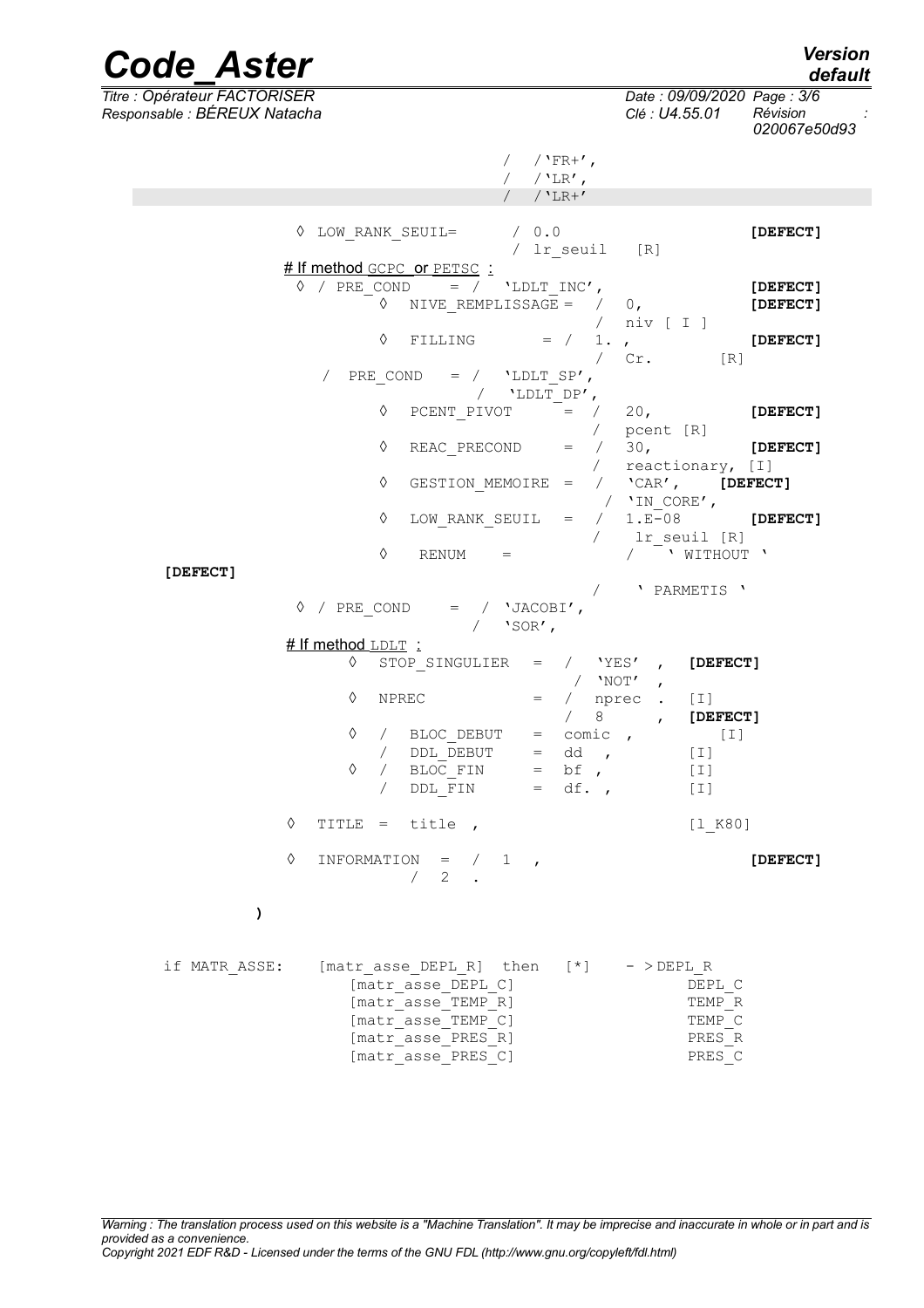```
                              /  /'FR+',
                              /  /'LR',
                              /  /'LR+'

        ◊ LOW_RANK_SEUIL=      / 0.0                          [DEFECT]
                               / lr_seuil   [R]
      # If method GCPC or PETSC :
        ◊ / PRE_COND    = /  'LDLT_INC',                      [DEFECT]
                ◊  NIVE_REMPLISSAGE =  /  0,                  [DEFECT]
                                       /  niv [ I ]
                ◊  FILLING       = /  1. ,                    [DEFECT]
                                       /  Cr.        [R]
          /  PRE_COND   = /  'LDLT_SP',
                          /  'LDLT_DP',
                ◊  PCENT_PIVOT      =  /  20,                 [DEFECT]
                                       /  pcent [R]
                ◊  REAC_PRECOND     =  /  30,                 [DEFECT]
                                       /  reactionary, [I]
                ◊  GESTION_MEMOIRE  =  /  'CAR',     [DEFECT]
                                       / 'IN_CORE',
                ◊  LOW_RANK_SEUIL   =  /  1.E-08              [DEFECT]
                                       /   lr_seuil [R]
                ◊   RENUM    =             /    ' WITHOUT '
[DEFECT]
                                       /    ' PARMETIS '
        ◊ / PRE_COND    = / 'JACOBI',
                          /  'SOR',
      # If method LDLT :
             ◊   STOP_SINGULIER   =  /   'YES'  ,  [DEFECT]
                                       / 'NOT'  ,
             ◊   NPREC            =  /  nprec  .   [I]
                                     /  8      ,   [DEFECT]
             ◊   /  BLOC_DEBUT    =  comic  ,         [I]
                 /  DDL_DEBUT     =  dd   ,        [I]
             ◊   /  BLOC_FIN      =  bf ,          [I]
                 /  DDL_FIN       =  df. ,         [I]

        ◊  TITLE  =  title  ,                      [l_K80]

        ◊  INFORMATION   =  /  1   ,                              [DEFECT]
                            /  2   .

    )


if MATR_ASSE:    [matr_asse_DEPL_R]  then   [*]    - > DEPL_R
                   [matr_asse_DEPL_C]                   DEPL_C
                   [matr_asse_TEMP_R]                   TEMP_R
                   [matr_asse_TEMP_C]                   TEMP_C
                   [matr_asse_PRES_R]                   PRES_R
                   [matr_asse_PRES_C]                   PRES_C
```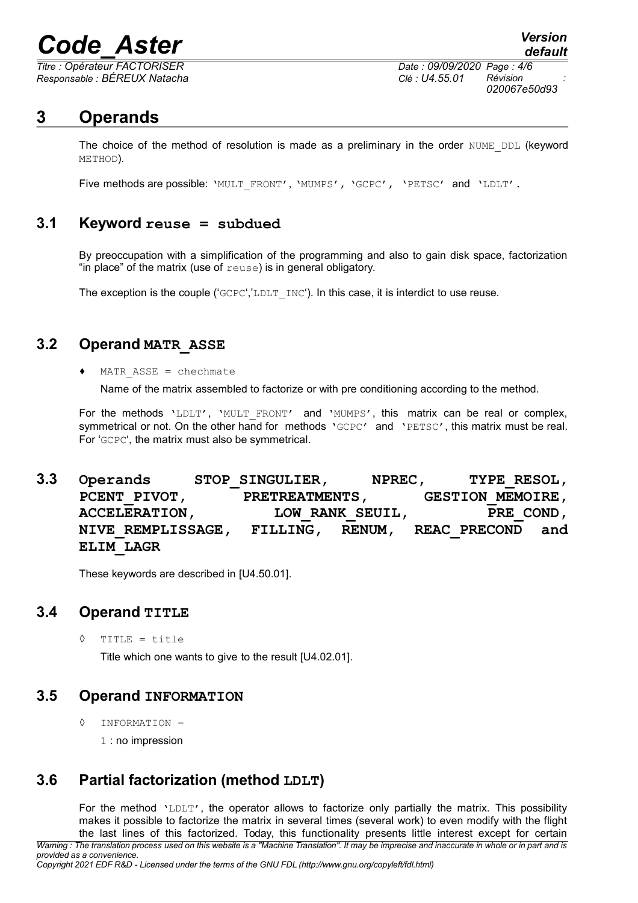# 3 Operands

The choice of the method of resolution is made as a preliminary in the order `NUME_DDL` (keyword `METHOD`).

Five methods are possible: `'MULT_FRONT'`, `'MUMPS'`, `'GCPC'`, `'PETSC'` and `'LDLT'`.

## 3.1 Keyword `reuse = subdued`

By preoccupation with a simplification of the programming and also to gain disk space, factorization "in place" of the matrix (use of `reuse`) is in general obligatory.

The exception is the couple (`'GCPC'`,`'LDLT_INC'`). In this case, it is interdict to use reuse.

## 3.2 Operand `MATR_ASSE`

♦ `MATR_ASSE = chechmate`

Name of the matrix assembled to factorize or with pre conditioning according to the method.

For the methods `'LDLT'`, `'MULT_FRONT'` and `'MUMPS'`, this matrix can be real or complex, symmetrical or not. On the other hand for methods `'GCPC'` and `'PETSC'`, this matrix must be real. For `'GCPC'`, the matrix must also be symmetrical.

## 3.3 Operands `STOP_SINGULIER`, `NPREC`, `TYPE_RESOL`, `PCENT_PIVOT`, `PRETREATMENTS`, `GESTION_MEMOIRE`, `ACCELERATION`, `LOW_RANK_SEUIL`, `PRE_COND`, `NIVE_REMPLISSAGE`, `FILLING`, `RENUM`, `REAC_PRECOND` and `ELIM_LAGR`

These keywords are described in [U4.50.01].

## 3.4 Operand `TITLE`

◊ `TITLE = title`

Title which one wants to give to the result [U4.02.01].

## 3.5 Operand `INFORMATION`

◊ `INFORMATION =`

`1` : no impression

## 3.6 Partial factorization (method `LDLT`)

For the method `'LDLT'`, the operator allows to factorize only partially the matrix. This possibility makes it possible to factorize the matrix in several times (several work) to even modify with the flight the last lines of this factorized. Today, this functionality presents little interest except for certain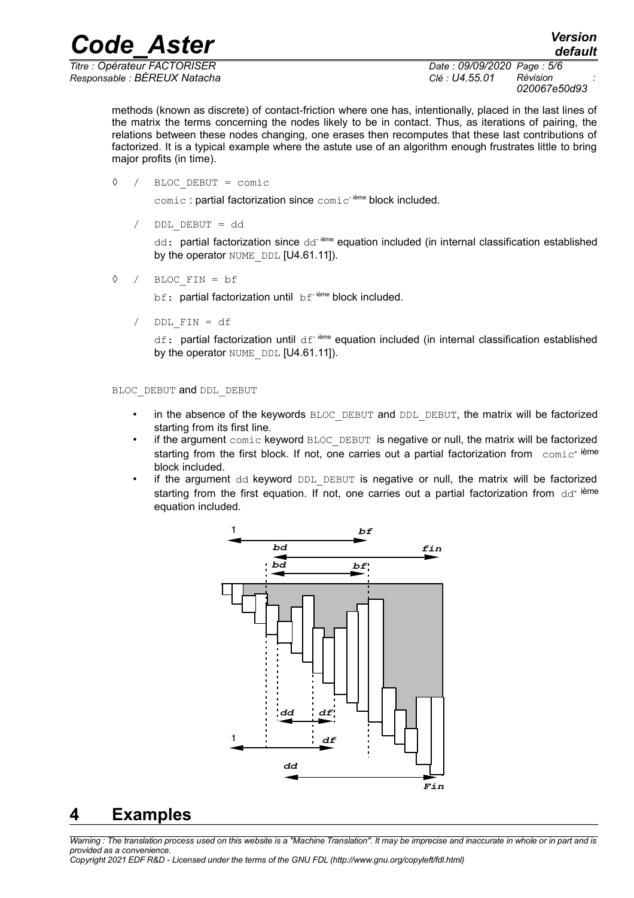methods (known as discrete) of contact-friction where one has, intentionally, placed in the last lines of the matrix the terms concerning the nodes likely to be in contact. Thus, as iterations of pairing, the relations between these nodes changing, one erases then recomputes that these last contributions of factorized. It is a typical example where the astute use of an algorithm enough frustrates little to bring major profits (in time).

◊ / `BLOC_DEBUT = comic`

`comic` : partial factorization since `comic`- ième block included.

/ `DDL_DEBUT = dd`

`dd`: partial factorization since `dd`- ième equation included (in internal classification established by the operator `NUME_DDL` [U4.61.11]).

◊ / `BLOC_FIN = bf`

`bf`: partial factorization until `bf`- ième block included.

/ `DDL_FIN = df`

`df`: partial factorization until `df`- ième equation included (in internal classification established by the operator `NUME_DDL` [U4.61.11]).

`BLOC_DEBUT` and `DDL_DEBUT`

- in the absence of the keywords `BLOC_DEBUT` and `DDL_DEBUT`, the matrix will be factorized starting from its first line.
- if the argument `comic` keyword `BLOC_DEBUT` is negative or null, the matrix will be factorized starting from the first block. If not, one carries out a partial factorization from `comic`- ième block included.
- if the argument `dd` keyword `DDL_DEBUT` is negative or null, the matrix will be factorized starting from the first equation. If not, one carries out a partial factorization from `dd`- ième equation included.

# 4 Examples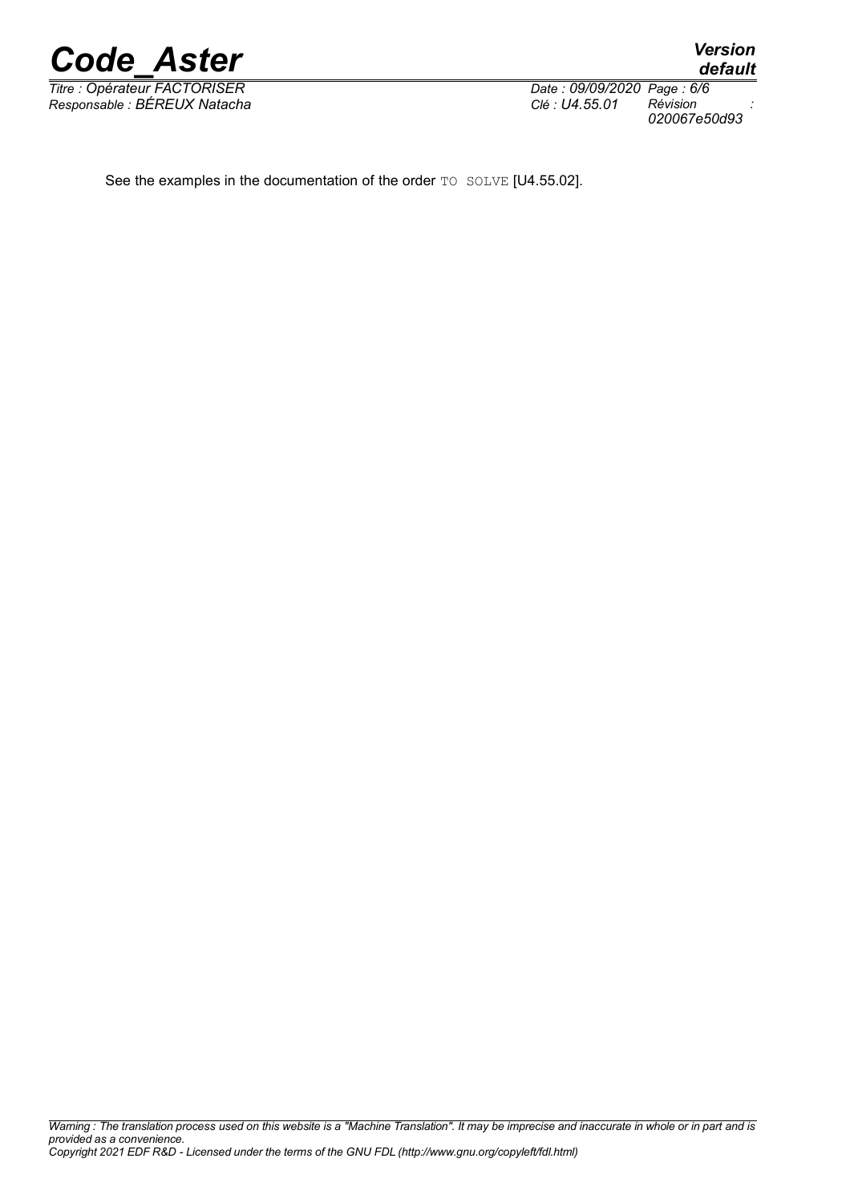See the examples in the documentation of the order `TO SOLVE` [U4.55.02].